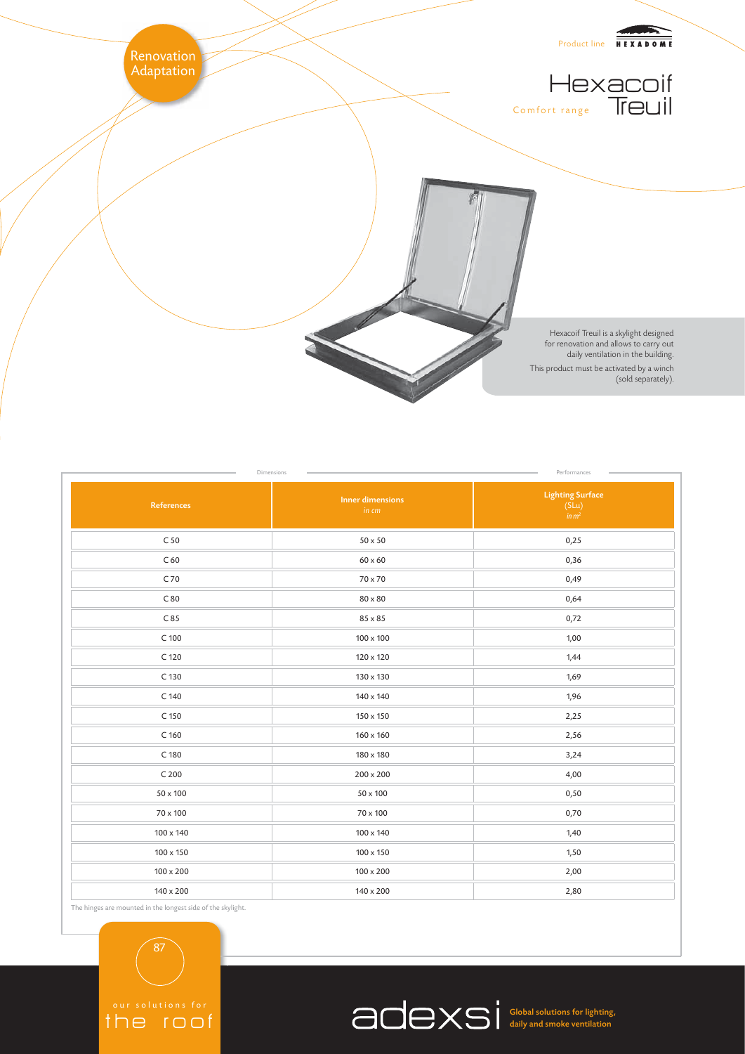Renovation Adaptation

Product line HEXADOME

# Hexacoif Treuil

Comfort range

Hexacoif Treuil is a skylight designed for renovation and allows to carry out daily ventilation in the building.

This product must be activated by a winch (sold separately).

| Dimensions | | Performances |
|---|---|---|
| **References** | **Inner dimensions** *in cm* | **Lighting Surface** (SLu) *in m²* |
| C 50 | 50 x 50 | 0,25 |
| C 60 | 60 x 60 | 0,36 |
| C 70 | 70 x 70 | 0,49 |
| C 80 | 80 x 80 | 0,64 |
| C 85 | 85 x 85 | 0,72 |
| C 100 | 100 x 100 | 1,00 |
| C 120 | 120 x 120 | 1,44 |
| C 130 | 130 x 130 | 1,69 |
| C 140 | 140 x 140 | 1,96 |
| C 150 | 150 x 150 | 2,25 |
| C 160 | 160 x 160 | 2,56 |
| C 180 | 180 x 180 | 3,24 |
| C 200 | 200 x 200 | 4,00 |
| 50 x 100 | 50 x 100 | 0,50 |
| 70 x 100 | 70 x 100 | 0,70 |
| 100 x 140 | 100 x 140 | 1,40 |
| 100 x 150 | 100 x 150 | 1,50 |
| 100 x 200 | 100 x 200 | 2,00 |
| 140 x 200 | 140 x 200 | 2,80 |

The hinges are mounted in the longest side of the skylight.

our solutions for the roof

adexsi Global solutions for lighting, daily and smoke ventilation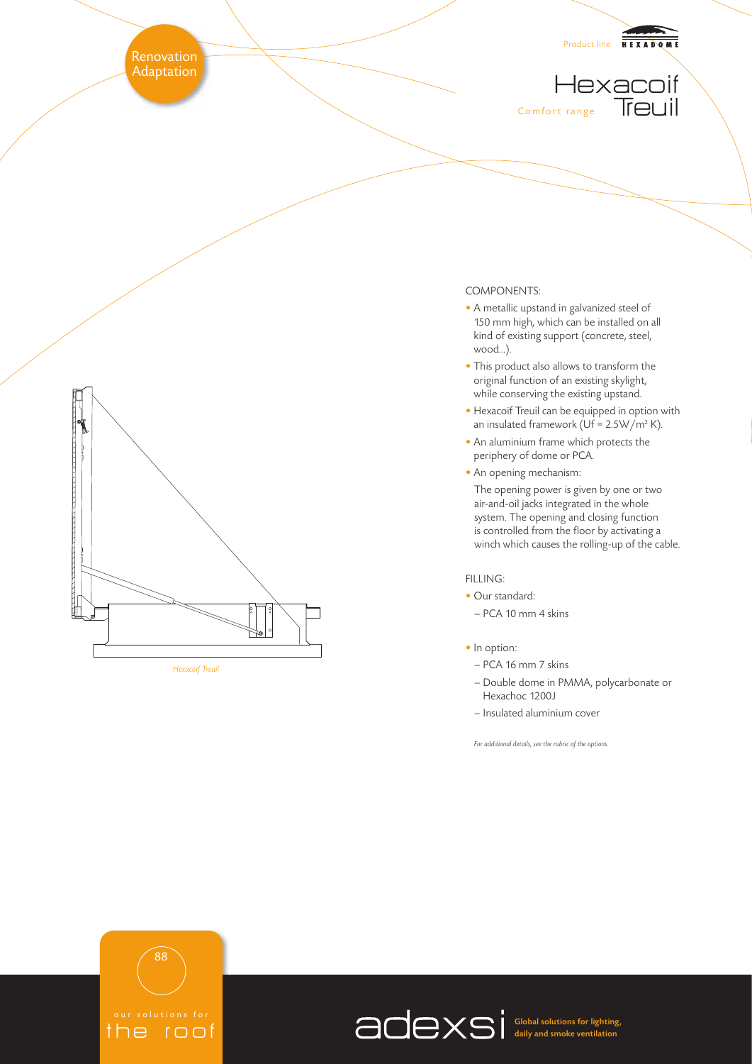Renovation Adaptation

Product line HEXADOME

# Hexacoif Treuil

Comfort range

*Hexacoif Treuil*

COMPONENTS:

- A metallic upstand in galvanized steel of 150 mm high, which can be installed on all kind of existing support (concrete, steel, wood...).
- This product also allows to transform the original function of an existing skylight, while conserving the existing upstand.
- Hexacoif Treuil can be equipped in option with an insulated framework (Uf = 2.5W/m$^2$ K).
- An aluminium frame which protects the periphery of dome or PCA.
- An opening mechanism:

  The opening power is given by one or two air-and-oil jacks integrated in the whole system. The opening and closing function is controlled from the floor by activating a winch which causes the rolling-up of the cable.

FILLING:

- Our standard:
  - PCA 10 mm 4 skins
- In option:
  - PCA 16 mm 7 skins
  - Double dome in PMMA, polycarbonate or Hexachoc 1200J
  - Insulated aluminium cover

*For additional details, see the rubric of the options.*

our solutions for the roof

adexsi Global solutions for lighting, daily and smoke ventilation